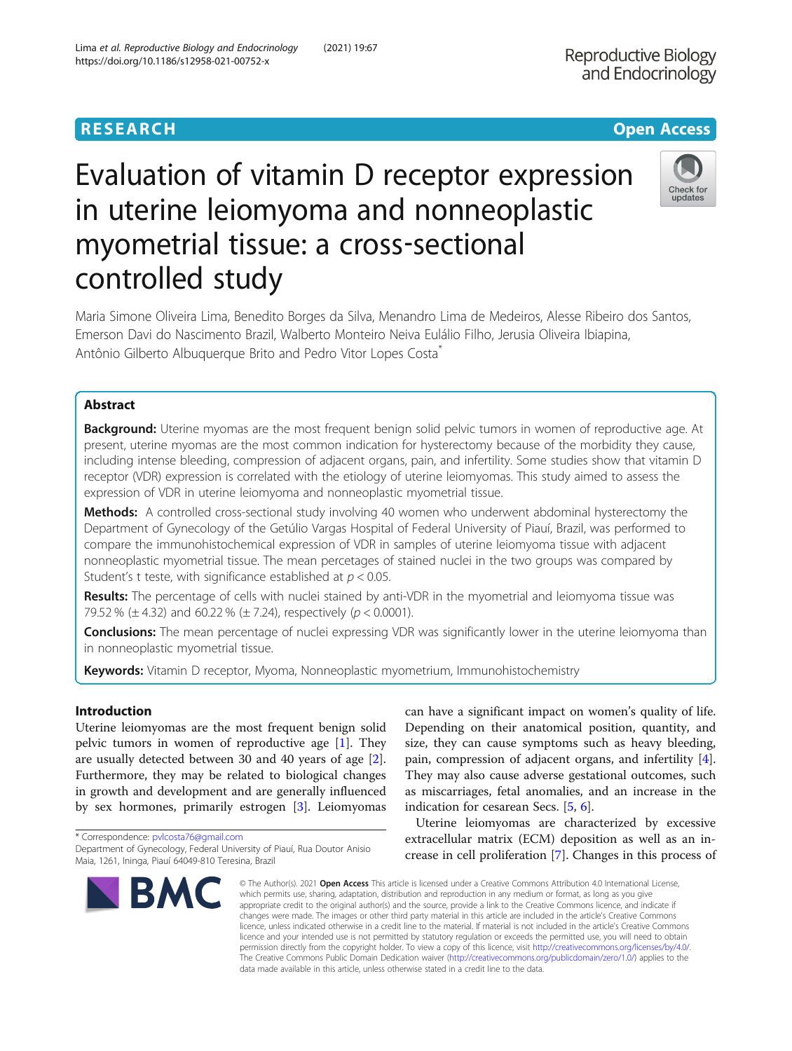RESEARCH

Open Access

# Evaluation of vitamin D receptor expression in uterine leiomyoma and nonneoplastic myometrial tissue: a cross-sectional controlled study

Maria Simone Oliveira Lima, Benedito Borges da Silva, Menandro Lima de Medeiros, Alesse Ribeiro dos Santos, Emerson Davi do Nascimento Brazil, Walberto Monteiro Neiva Eulálio Filho, Jerusia Oliveira Ibiapina, Antônio Gilberto Albuquerque Brito and Pedro Vitor Lopes Costa*

## Abstract

**Background:** Uterine myomas are the most frequent benign solid pelvic tumors in women of reproductive age. At present, uterine myomas are the most common indication for hysterectomy because of the morbidity they cause, including intense bleeding, compression of adjacent organs, pain, and infertility. Some studies show that vitamin D receptor (VDR) expression is correlated with the etiology of uterine leiomyomas. This study aimed to assess the expression of VDR in uterine leiomyoma and nonneoplastic myometrial tissue.

**Methods:** A controlled cross-sectional study involving 40 women who underwent abdominal hysterectomy the Department of Gynecology of the Getúlio Vargas Hospital of Federal University of Piauí, Brazil, was performed to compare the immunohistochemical expression of VDR in samples of uterine leiomyoma tissue with adjacent nonneoplastic myometrial tissue. The mean percetages of stained nuclei in the two groups was compared by Student's t teste, with significance established at $p < 0.05$.

**Results:** The percentage of cells with nuclei stained by anti-VDR in the myometrial and leiomyoma tissue was 79.52 % (± 4.32) and 60.22 % (± 7.24), respectively ($p < 0.0001$).

**Conclusions:** The mean percentage of nuclei expressing VDR was significantly lower in the uterine leiomyoma than in nonneoplastic myometrial tissue.

**Keywords:** Vitamin D receptor, Myoma, Nonneoplastic myometrium, Immunohistochemistry

## Introduction

Uterine leiomyomas are the most frequent benign solid pelvic tumors in women of reproductive age [1]. They are usually detected between 30 and 40 years of age [2]. Furthermore, they may be related to biological changes in growth and development and are generally influenced by sex hormones, primarily estrogen [3]. Leiomyomas can have a significant impact on women's quality of life. Depending on their anatomical position, quantity, and size, they can cause symptoms such as heavy bleeding, pain, compression of adjacent organs, and infertility [4]. They may also cause adverse gestational outcomes, such as miscarriages, fetal anomalies, and an increase in the indication for cesarean Secs. [5, 6].

Uterine leiomyomas are characterized by excessive extracellular matrix (ECM) deposition as well as an increase in cell proliferation [7]. Changes in this process of

* Correspondence: pvlcosta76@gmail.com
Department of Gynecology, Federal University of Piauí, Rua Doutor Anisio Maia, 1261, Ininga, Piauí 64049-810 Teresina, Brazil

© The Author(s). 2021 **Open Access** This article is licensed under a Creative Commons Attribution 4.0 International License, which permits use, sharing, adaptation, distribution and reproduction in any medium or format, as long as you give appropriate credit to the original author(s) and the source, provide a link to the Creative Commons licence, and indicate if changes were made. The images or other third party material in this article are included in the article's Creative Commons licence, unless indicated otherwise in a credit line to the material. If material is not included in the article's Creative Commons licence and your intended use is not permitted by statutory regulation or exceeds the permitted use, you will need to obtain permission directly from the copyright holder. To view a copy of this licence, visit http://creativecommons.org/licenses/by/4.0/. The Creative Commons Public Domain Dedication waiver (http://creativecommons.org/publicdomain/zero/1.0/) applies to the data made available in this article, unless otherwise stated in a credit line to the data.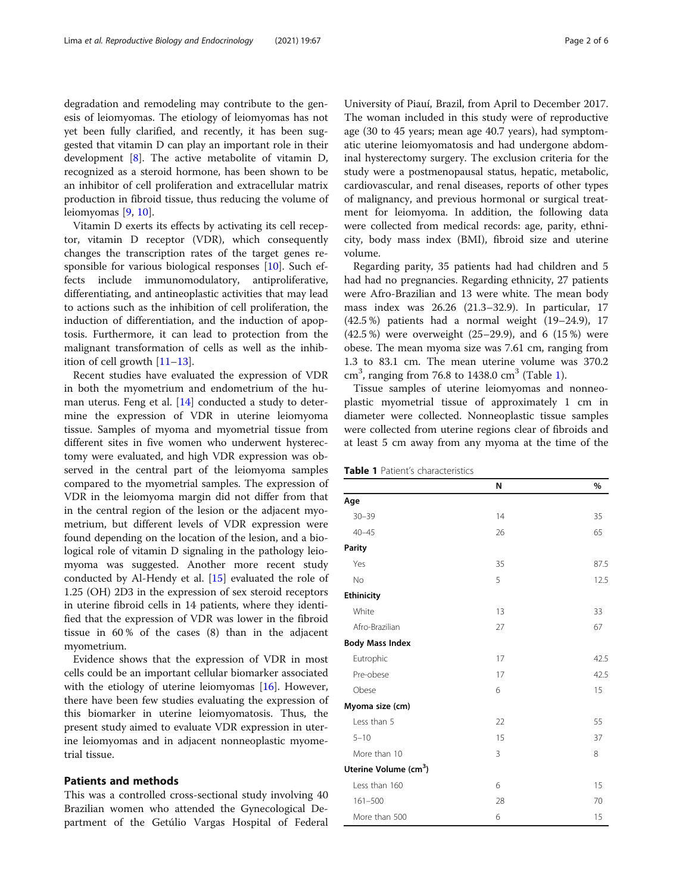degradation and remodeling may contribute to the genesis of leiomyomas. The etiology of leiomyomas has not yet been fully clarified, and recently, it has been suggested that vitamin D can play an important role in their development [8]. The active metabolite of vitamin D, recognized as a steroid hormone, has been shown to be an inhibitor of cell proliferation and extracellular matrix production in fibroid tissue, thus reducing the volume of leiomyomas [9, 10].

Vitamin D exerts its effects by activating its cell receptor, vitamin D receptor (VDR), which consequently changes the transcription rates of the target genes responsible for various biological responses [10]. Such effects include immunomodulatory, antiproliferative, differentiating, and antineoplastic activities that may lead to actions such as the inhibition of cell proliferation, the induction of differentiation, and the induction of apoptosis. Furthermore, it can lead to protection from the malignant transformation of cells as well as the inhibition of cell growth [11–13].

Recent studies have evaluated the expression of VDR in both the myometrium and endometrium of the human uterus. Feng et al. [14] conducted a study to determine the expression of VDR in uterine leiomyoma tissue. Samples of myoma and myometrial tissue from different sites in five women who underwent hysterectomy were evaluated, and high VDR expression was observed in the central part of the leiomyoma samples compared to the myometrial samples. The expression of VDR in the leiomyoma margin did not differ from that in the central region of the lesion or the adjacent myometrium, but different levels of VDR expression were found depending on the location of the lesion, and a biological role of vitamin D signaling in the pathology leiomyoma was suggested. Another more recent study conducted by Al-Hendy et al. [15] evaluated the role of 1.25 (OH) 2D3 in the expression of sex steroid receptors in uterine fibroid cells in 14 patients, where they identified that the expression of VDR was lower in the fibroid tissue in 60 % of the cases (8) than in the adjacent myometrium.

Evidence shows that the expression of VDR in most cells could be an important cellular biomarker associated with the etiology of uterine leiomyomas [16]. However, there have been few studies evaluating the expression of this biomarker in uterine leiomyomatosis. Thus, the present study aimed to evaluate VDR expression in uterine leiomyomas and in adjacent nonneoplastic myometrial tissue.

## Patients and methods

This was a controlled cross-sectional study involving 40 Brazilian women who attended the Gynecological Department of the Getúlio Vargas Hospital of Federal University of Piauí, Brazil, from April to December 2017. The woman included in this study were of reproductive age (30 to 45 years; mean age 40.7 years), had symptomatic uterine leiomyomatosis and had undergone abdominal hysterectomy surgery. The exclusion criteria for the study were a postmenopausal status, hepatic, metabolic, cardiovascular, and renal diseases, reports of other types of malignancy, and previous hormonal or surgical treatment for leiomyoma. In addition, the following data were collected from medical records: age, parity, ethnicity, body mass index (BMI), fibroid size and uterine volume.

Regarding parity, 35 patients had had children and 5 had had no pregnancies. Regarding ethnicity, 27 patients were Afro-Brazilian and 13 were white. The mean body mass index was 26.26 (21.3–32.9). In particular, 17 (42.5 %) patients had a normal weight (19–24.9), 17 (42.5 %) were overweight (25–29.9), and 6 (15 %) were obese. The mean myoma size was 7.61 cm, ranging from 1.3 to 83.1 cm. The mean uterine volume was 370.2 $cm^3$, ranging from 76.8 to 1438.0 $cm^3$ (Table 1).

Tissue samples of uterine leiomyomas and nonneoplastic myometrial tissue of approximately 1 cm in diameter were collected. Nonneoplastic tissue samples were collected from uterine regions clear of fibroids and at least 5 cm away from any myoma at the time of the

**Table 1** Patient's characteristics

| | N | % |
|---|---|---|
| **Age** | | |
| 30–39 | 14 | 35 |
| 40–45 | 26 | 65 |
| **Parity** | | |
| Yes | 35 | 87.5 |
| No | 5 | 12.5 |
| **Ethinicity** | | |
| White | 13 | 33 |
| Afro-Brazilian | 27 | 67 |
| **Body Mass Index** | | |
| Eutrophic | 17 | 42.5 |
| Pre-obese | 17 | 42.5 |
| Obese | 6 | 15 |
| **Myoma size (cm)** | | |
| Less than 5 | 22 | 55 |
| 5–10 | 15 | 37 |
| More than 10 | 3 | 8 |
| **Uterine Volume ($cm^3$)** | | |
| Less than 160 | 6 | 15 |
| 161–500 | 28 | 70 |
| More than 500 | 6 | 15 |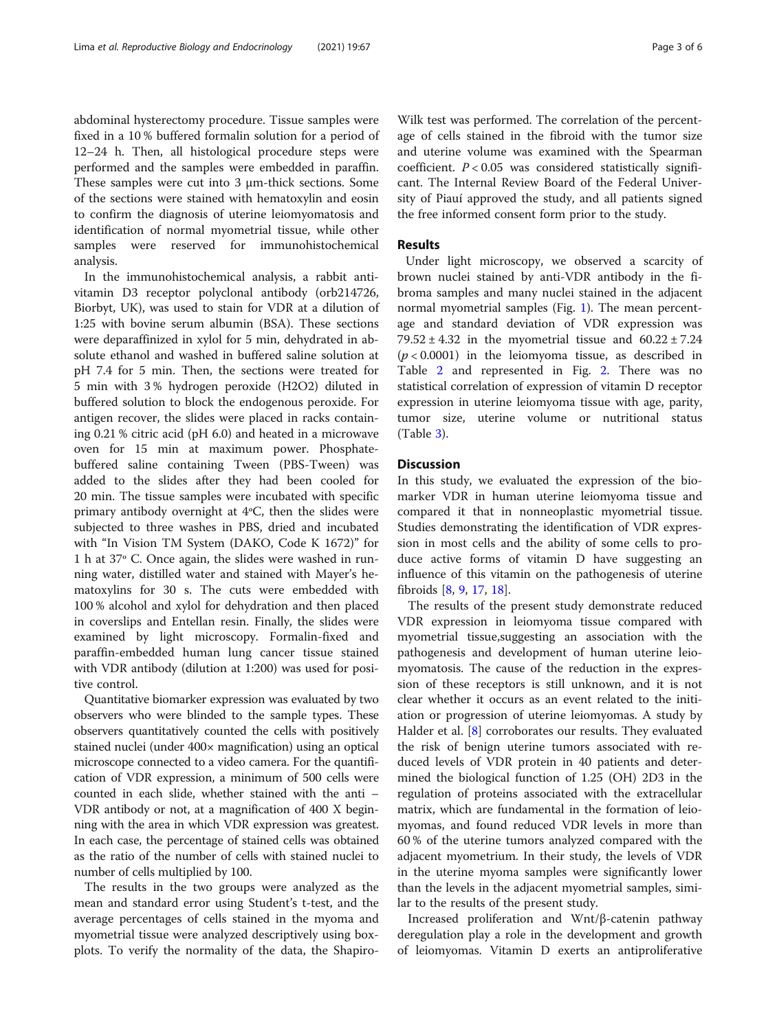abdominal hysterectomy procedure. Tissue samples were fixed in a 10 % buffered formalin solution for a period of 12–24 h. Then, all histological procedure steps were performed and the samples were embedded in paraffin. These samples were cut into 3 μm-thick sections. Some of the sections were stained with hematoxylin and eosin to confirm the diagnosis of uterine leiomyomatosis and identification of normal myometrial tissue, while other samples were reserved for immunohistochemical analysis.

In the immunohistochemical analysis, a rabbit anti-vitamin D3 receptor polyclonal antibody (orb214726, Biorbyt, UK), was used to stain for VDR at a dilution of 1:25 with bovine serum albumin (BSA). These sections were deparaffinized in xylol for 5 min, dehydrated in absolute ethanol and washed in buffered saline solution at pH 7.4 for 5 min. Then, the sections were treated for 5 min with 3 % hydrogen peroxide ($H_2O_2$) diluted in buffered solution to block the endogenous peroxide. For antigen recover, the slides were placed in racks containing 0.21 % citric acid (pH 6.0) and heated in a microwave oven for 15 min at maximum power. Phosphate-buffered saline containing Tween (PBS-Tween) was added to the slides after they had been cooled for 20 min. The tissue samples were incubated with specific primary antibody overnight at 4ºC, then the slides were subjected to three washes in PBS, dried and incubated with "In Vision TM System (DAKO, Code K 1672)" for 1 h at 37º C. Once again, the slides were washed in running water, distilled water and stained with Mayer's hematoxylins for 30 s. The cuts were embedded with 100 % alcohol and xylol for dehydration and then placed in coverslips and Entellan resin. Finally, the slides were examined by light microscopy. Formalin-fixed and paraffin-embedded human lung cancer tissue stained with VDR antibody (dilution at 1:200) was used for positive control.

Quantitative biomarker expression was evaluated by two observers who were blinded to the sample types. These observers quantitatively counted the cells with positively stained nuclei (under 400× magnification) using an optical microscope connected to a video camera. For the quantification of VDR expression, a minimum of 500 cells were counted in each slide, whether stained with the anti – VDR antibody or not, at a magnification of 400 X beginning with the area in which VDR expression was greatest. In each case, the percentage of stained cells was obtained as the ratio of the number of cells with stained nuclei to number of cells multiplied by 100.

The results in the two groups were analyzed as the mean and standard error using Student's t-test, and the average percentages of cells stained in the myoma and myometrial tissue were analyzed descriptively using box-plots. To verify the normality of the data, the Shapiro-Wilk test was performed. The correlation of the percentage of cells stained in the fibroid with the tumor size and uterine volume was examined with the Spearman coefficient. $P < 0.05$ was considered statistically significant. The Internal Review Board of the Federal University of Piauí approved the study, and all patients signed the free informed consent form prior to the study.

## Results

Under light microscopy, we observed a scarcity of brown nuclei stained by anti-VDR antibody in the fibroma samples and many nuclei stained in the adjacent normal myometrial samples (Fig. 1). The mean percentage and standard deviation of VDR expression was $79.52 \pm 4.32$ in the myometrial tissue and $60.22 \pm 7.24$ ($p < 0.0001$) in the leiomyoma tissue, as described in Table 2 and represented in Fig. 2. There was no statistical correlation of expression of vitamin D receptor expression in uterine leiomyoma tissue with age, parity, tumor size, uterine volume or nutritional status (Table 3).

## Discussion

In this study, we evaluated the expression of the biomarker VDR in human uterine leiomyoma tissue and compared it that in nonneoplastic myometrial tissue. Studies demonstrating the identification of VDR expression in most cells and the ability of some cells to produce active forms of vitamin D have suggesting an influence of this vitamin on the pathogenesis of uterine fibroids [8, 9, 17, 18].

The results of the present study demonstrate reduced VDR expression in leiomyoma tissue compared with myometrial tissue,suggesting an association with the pathogenesis and development of human uterine leiomyomatosis. The cause of the reduction in the expression of these receptors is still unknown, and it is not clear whether it occurs as an event related to the initiation or progression of uterine leiomyomas. A study by Halder et al. [8] corroborates our results. They evaluated the risk of benign uterine tumors associated with reduced levels of VDR protein in 40 patients and determined the biological function of 1.25 (OH) 2D3 in the regulation of proteins associated with the extracellular matrix, which are fundamental in the formation of leiomyomas, and found reduced VDR levels in more than 60 % of the uterine tumors analyzed compared with the adjacent myometrium. In their study, the levels of VDR in the uterine myoma samples were significantly lower than the levels in the adjacent myometrial samples, similar to the results of the present study.

Increased proliferation and Wnt/β-catenin pathway deregulation play a role in the development and growth of leiomyomas. Vitamin D exerts an antiproliferative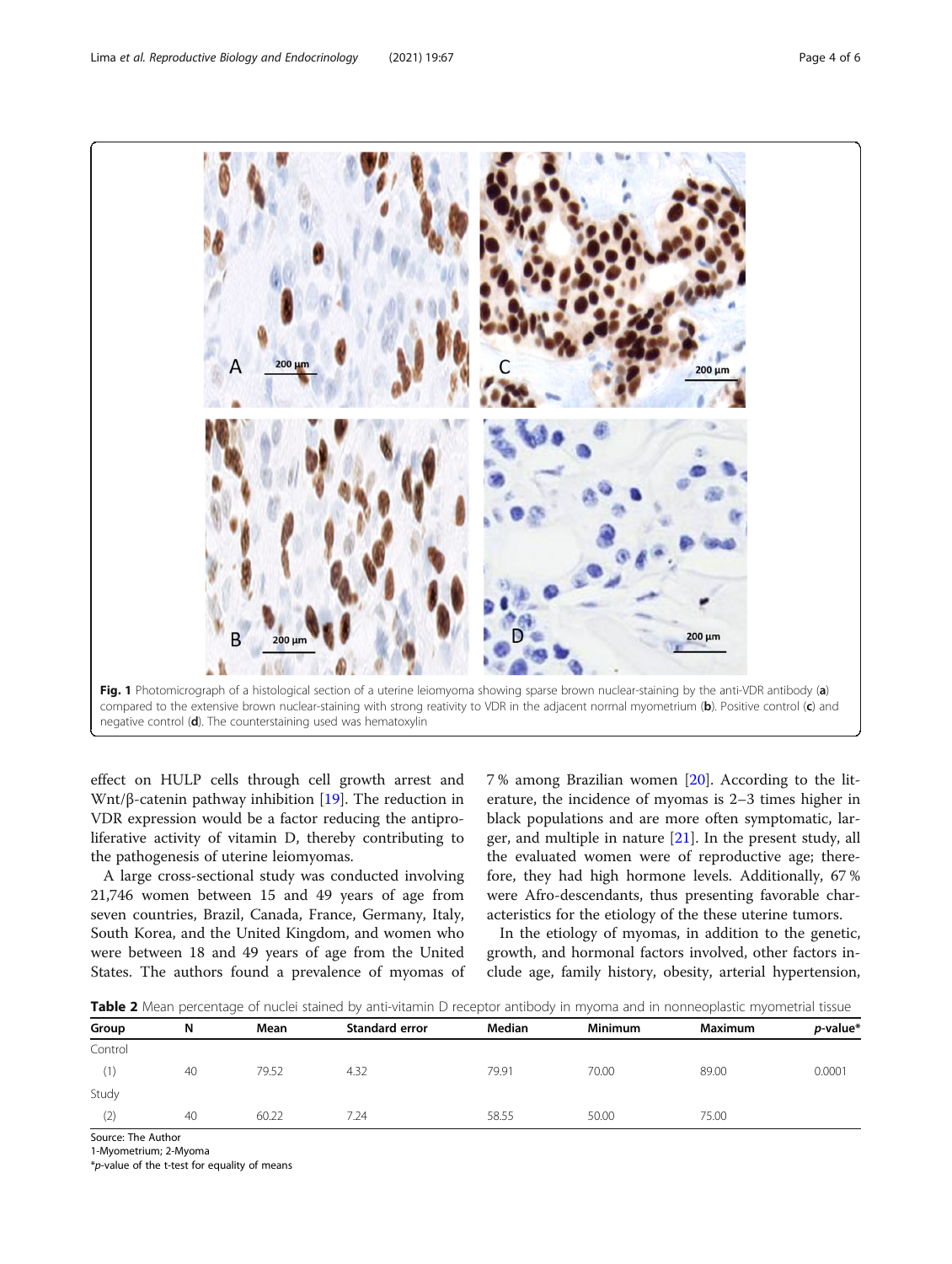Fig. 1 Photomicrograph of a histological section of a uterine leiomyoma showing sparse brown nuclear-staining by the anti-VDR antibody (**a**) compared to the extensive brown nuclear-staining with strong reativity to VDR in the adjacent normal myometrium (**b**). Positive control (**c**) and negative control (**d**). The counterstaining used was hematoxylin

effect on HULP cells through cell growth arrest and Wnt/β-catenin pathway inhibition [19]. The reduction in VDR expression would be a factor reducing the antiproliferative activity of vitamin D, thereby contributing to the pathogenesis of uterine leiomyomas.

A large cross-sectional study was conducted involving 21,746 women between 15 and 49 years of age from seven countries, Brazil, Canada, France, Germany, Italy, South Korea, and the United Kingdom, and women who were between 18 and 49 years of age from the United States. The authors found a prevalence of myomas of 7 % among Brazilian women [20]. According to the literature, the incidence of myomas is 2–3 times higher in black populations and are more often symptomatic, larger, and multiple in nature [21]. In the present study, all the evaluated women were of reproductive age; therefore, they had high hormone levels. Additionally, 67 % were Afro-descendants, thus presenting favorable characteristics for the etiology of the these uterine tumors.

In the etiology of myomas, in addition to the genetic, growth, and hormonal factors involved, other factors include age, family history, obesity, arterial hypertension,

**Table 2** Mean percentage of nuclei stained by anti-vitamin D receptor antibody in myoma and in nonneoplastic myometrial tissue

| Group | N | Mean | Standard error | Median | Minimum | Maximum | *p*-value* |
|---|---|---|---|---|---|---|---|
| Control | | | | | | | |
| (1) | 40 | 79.52 | 4.32 | 79.91 | 70.00 | 89.00 | 0.0001 |
| Study | | | | | | | |
| (2) | 40 | 60.22 | 7.24 | 58.55 | 50.00 | 75.00 | |

Source: The Author
1-Myometrium; 2-Myoma
*p-value of the t-test for equality of means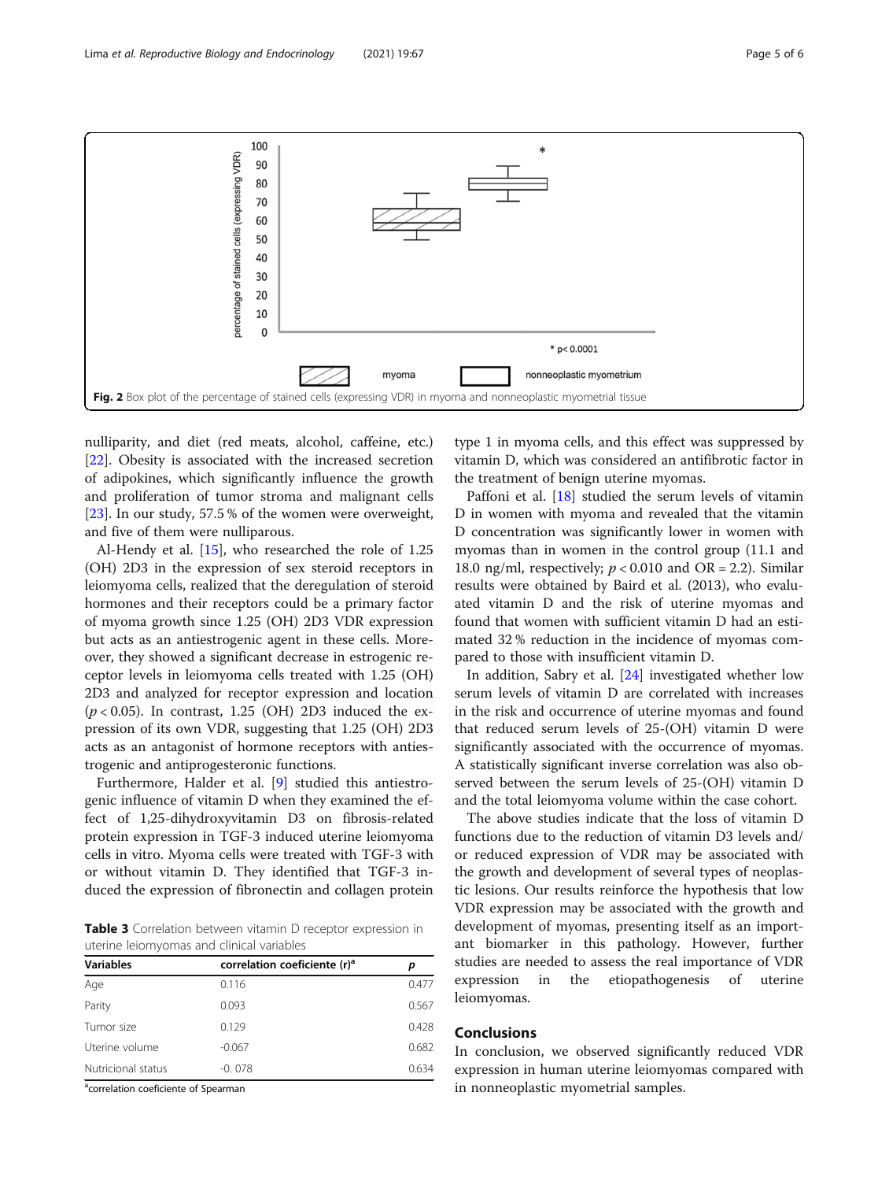Fig. 2 Box plot of the percentage of stained cells (expressing VDR) in myoma and nonneoplastic myometrial tissue

nulliparity, and diet (red meats, alcohol, caffeine, etc.) [22]. Obesity is associated with the increased secretion of adipokines, which significantly influence the growth and proliferation of tumor stroma and malignant cells [23]. In our study, 57.5 % of the women were overweight, and five of them were nulliparous.

Al-Hendy et al. [15], who researched the role of 1.25 (OH) 2D3 in the expression of sex steroid receptors in leiomyoma cells, realized that the deregulation of steroid hormones and their receptors could be a primary factor of myoma growth since 1.25 (OH) 2D3 VDR expression but acts as an antiestrogenic agent in these cells. Moreover, they showed a significant decrease in estrogenic receptor levels in leiomyoma cells treated with 1.25 (OH) 2D3 and analyzed for receptor expression and location ($p < 0.05$). In contrast, 1.25 (OH) 2D3 induced the expression of its own VDR, suggesting that 1.25 (OH) 2D3 acts as an antagonist of hormone receptors with antiestrogenic and antiprogesteronic functions.

Furthermore, Halder et al. [9] studied this antiestrogenic influence of vitamin D when they examined the effect of 1,25-dihydroxyvitamin D3 on fibrosis-related protein expression in TGF-3 induced uterine leiomyoma cells in vitro. Myoma cells were treated with TGF-3 with or without vitamin D. They identified that TGF-3 induced the expression of fibronectin and collagen protein type 1 in myoma cells, and this effect was suppressed by vitamin D, which was considered an antifibrotic factor in the treatment of benign uterine myomas.

**Table 3** Correlation between vitamin D receptor expression in uterine leiomyomas and clinical variables

| Variables | correlation coeficiente (r)[a] | p |
|---|---|---|
| Age | 0.116 | 0.477 |
| Parity | 0.093 | 0.567 |
| Tumor size | 0.129 | 0.428 |
| Uterine volume | -0.067 | 0.682 |
| Nutricional status | -0. 078 | 0.634 |

[a]correlation coeficiente of Spearman

Paffoni et al. [18] studied the serum levels of vitamin D in women with myoma and revealed that the vitamin D concentration was significantly lower in women with myomas than in women in the control group (11.1 and 18.0 ng/ml, respectively; $p < 0.010$ and OR = 2.2). Similar results were obtained by Baird et al. (2013), who evaluated vitamin D and the risk of uterine myomas and found that women with sufficient vitamin D had an estimated 32 % reduction in the incidence of myomas compared to those with insufficient vitamin D.

In addition, Sabry et al. [24] investigated whether low serum levels of vitamin D are correlated with increases in the risk and occurrence of uterine myomas and found that reduced serum levels of 25-(OH) vitamin D were significantly associated with the occurrence of myomas. A statistically significant inverse correlation was also observed between the serum levels of 25-(OH) vitamin D and the total leiomyoma volume within the case cohort.

The above studies indicate that the loss of vitamin D functions due to the reduction of vitamin D3 levels and/or reduced expression of VDR may be associated with the growth and development of several types of neoplastic lesions. Our results reinforce the hypothesis that low VDR expression may be associated with the growth and development of myomas, presenting itself as an important biomarker in this pathology. However, further studies are needed to assess the real importance of VDR expression in the etiopathogenesis of uterine leiomyomas.

## Conclusions

In conclusion, we observed significantly reduced VDR expression in human uterine leiomyomas compared with in nonneoplastic myometrial samples.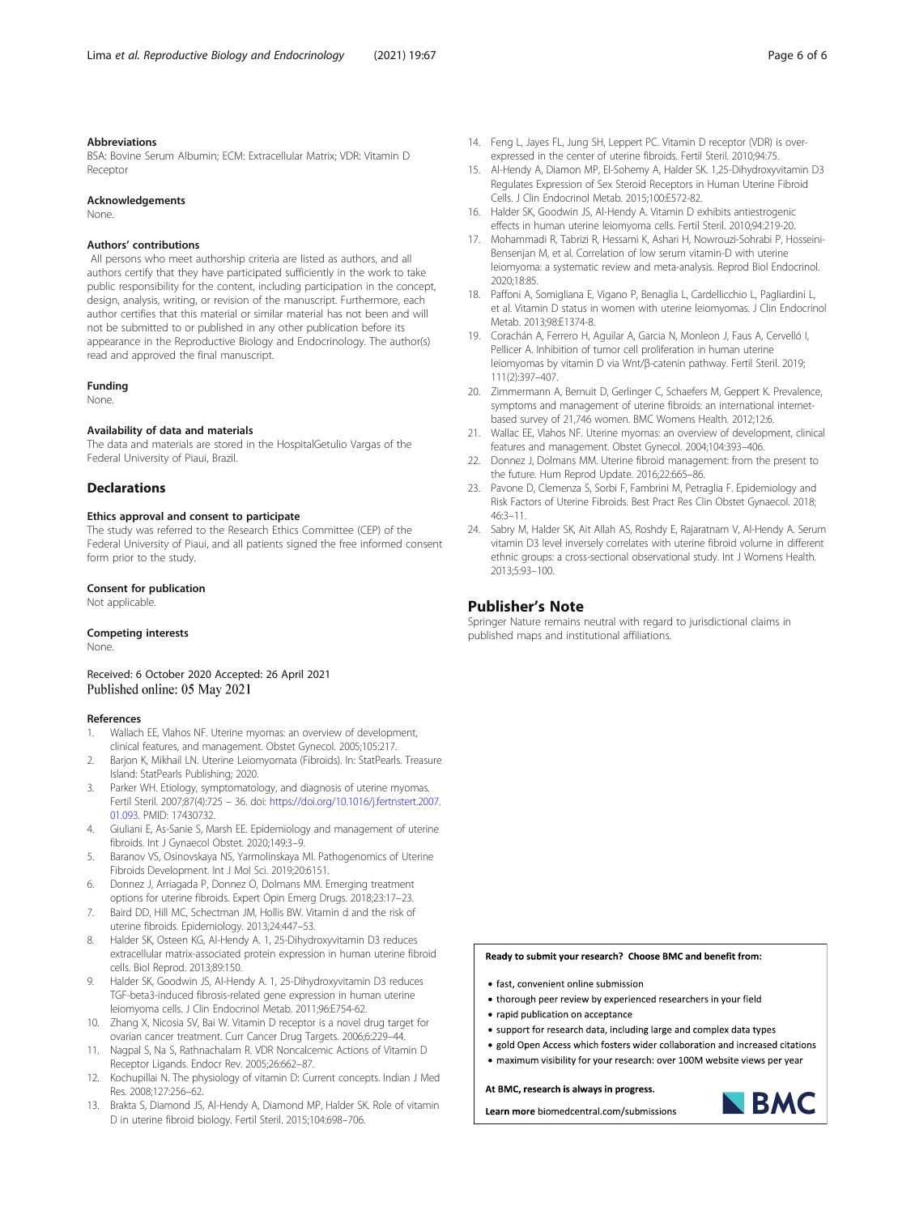### Abbreviations

BSA: Bovine Serum Albumin; ECM: Extracellular Matrix; VDR: Vitamin D Receptor

### Acknowledgements

None.

### Authors' contributions

All persons who meet authorship criteria are listed as authors, and all authors certify that they have participated sufficiently in the work to take public responsibility for the content, including participation in the concept, design, analysis, writing, or revision of the manuscript. Furthermore, each author certifies that this material or similar material has not been and will not be submitted to or published in any other publication before its appearance in the Reproductive Biology and Endocrinology. The author(s) read and approved the final manuscript.

### Funding

None.

### Availability of data and materials

The data and materials are stored in the HospitalGetulio Vargas of the Federal University of Piaui, Brazil.

## Declarations

### Ethics approval and consent to participate

The study was referred to the Research Ethics Committee (CEP) of the Federal University of Piaui, and all patients signed the free informed consent form prior to the study.

### Consent for publication

Not applicable.

### Competing interests

None.

Received: 6 October 2020 Accepted: 26 April 2021
Published online: 05 May 2021

### References

1. Wallach EE, Vlahos NF. Uterine myomas: an overview of development, clinical features, and management. Obstet Gynecol. 2005;105:217.
2. Barjon K, Mikhail LN. Uterine Leiomyomata (Fibroids). In: StatPearls. Treasure Island: StatPearls Publishing; 2020.
3. Parker WH. Etiology, symptomatology, and diagnosis of uterine myomas. Fertil Steril. 2007;87(4):725 – 36. doi: https://doi.org/10.1016/j.fertnstert.2007.01.093. PMID: 17430732.
4. Giuliani E, As-Sanie S, Marsh EE. Epidemiology and management of uterine fibroids. Int J Gynaecol Obstet. 2020;149:3–9.
5. Baranov VS, Osinovskaya NS, Yarmolinskaya MI. Pathogenomics of Uterine Fibroids Development. Int J Mol Sci. 2019;20:6151.
6. Donnez J, Arriagada P, Donnez O, Dolmans MM. Emerging treatment options for uterine fibroids. Expert Opin Emerg Drugs. 2018;23:17–23.
7. Baird DD, Hill MC, Schectman JM, Hollis BW. Vitamin d and the risk of uterine fibroids. Epidemiology. 2013;24:447–53.
8. Halder SK, Osteen KG, Al-Hendy A. 1, 25-Dihydroxyvitamin D3 reduces extracellular matrix-associated protein expression in human uterine fibroid cells. Biol Reprod. 2013;89:150.
9. Halder SK, Goodwin JS, Al-Hendy A. 1, 25-Dihydroxyvitamin D3 reduces TGF-beta3-induced fibrosis-related gene expression in human uterine leiomyoma cells. J Clin Endocrinol Metab. 2011;96:E754-62.
10. Zhang X, Nicosia SV, Bai W. Vitamin D receptor is a novel drug target for ovarian cancer treatment. Curr Cancer Drug Targets. 2006;6:229–44.
11. Nagpal S, Na S, Rathnachalam R. VDR Noncalcemic Actions of Vitamin D Receptor Ligands. Endocr Rev. 2005;26:662–87.
12. Kochupillai N. The physiology of vitamin D: Current concepts. Indian J Med Res. 2008;127:256–62.
13. Brakta S, Diamond JS, Al-Hendy A, Diamond MP, Halder SK. Role of vitamin D in uterine fibroid biology. Fertil Steril. 2015;104:698–706.
14. Feng L, Jayes FL, Jung SH, Leppert PC. Vitamin D receptor (VDR) is over-expressed in the center of uterine fibroids. Fertil Steril. 2010;94:75.
15. Al-Hendy A, Diamon MP, El-Sohemy A, Halder SK. 1,25-Dihydroxyvitamin D3 Regulates Expression of Sex Steroid Receptors in Human Uterine Fibroid Cells. J Clin Endocrinol Metab. 2015;100:E572-82.
16. Halder SK, Goodwin JS, Al-Hendy A. Vitamin D exhibits antiestrogenic effects in human uterine leiomyoma cells. Fertil Steril. 2010;94:219-20.
17. Mohammadi R, Tabrizi R, Hessami K, Ashari H, Nowrouzi-Sohrabi P, Hosseini-Bensenjan M, et al. Correlation of low serum vitamin-D with uterine leiomyoma: a systematic review and meta-analysis. Reprod Biol Endocrinol. 2020;18:85.
18. Paffoni A, Somigliana E, Vigano P, Benaglia L, Cardellicchio L, Pagliardini L, et al. Vitamin D status in women with uterine leiomyomas. J Clin Endocrinol Metab. 2013;98:E1374-8.
19. Corachán A, Ferrero H, Aguilar A, Garcia N, Monleon J, Faus A, Cervelló I, Pellicer A. Inhibition of tumor cell proliferation in human uterine leiomyomas by vitamin D via Wnt/β-catenin pathway. Fertil Steril. 2019; 111(2):397–407.
20. Zimmermann A, Bernuit D, Gerlinger C, Schaefers M, Geppert K. Prevalence, symptoms and management of uterine fibroids: an international internet-based survey of 21,746 women. BMC Womens Health. 2012;12:6.
21. Wallac EE, Vlahos NF. Uterine myomas: an overview of development, clinical features and management. Obstet Gynecol. 2004;104:393–406.
22. Donnez J, Dolmans MM. Uterine fibroid management: from the present to the future. Hum Reprod Update. 2016;22:665–86.
23. Pavone D, Clemenza S, Sorbi F, Fambrini M, Petraglia F. Epidemiology and Risk Factors of Uterine Fibroids. Best Pract Res Clin Obstet Gynaecol. 2018; 46:3–11.
24. Sabry M, Halder SK, Ait Allah AS, Roshdy E, Rajaratnam V, Al-Hendy A. Serum vitamin D3 level inversely correlates with uterine fibroid volume in different ethnic groups: a cross-sectional observational study. Int J Womens Health. 2013;5:93–100.

## Publisher's Note

Springer Nature remains neutral with regard to jurisdictional claims in published maps and institutional affiliations.